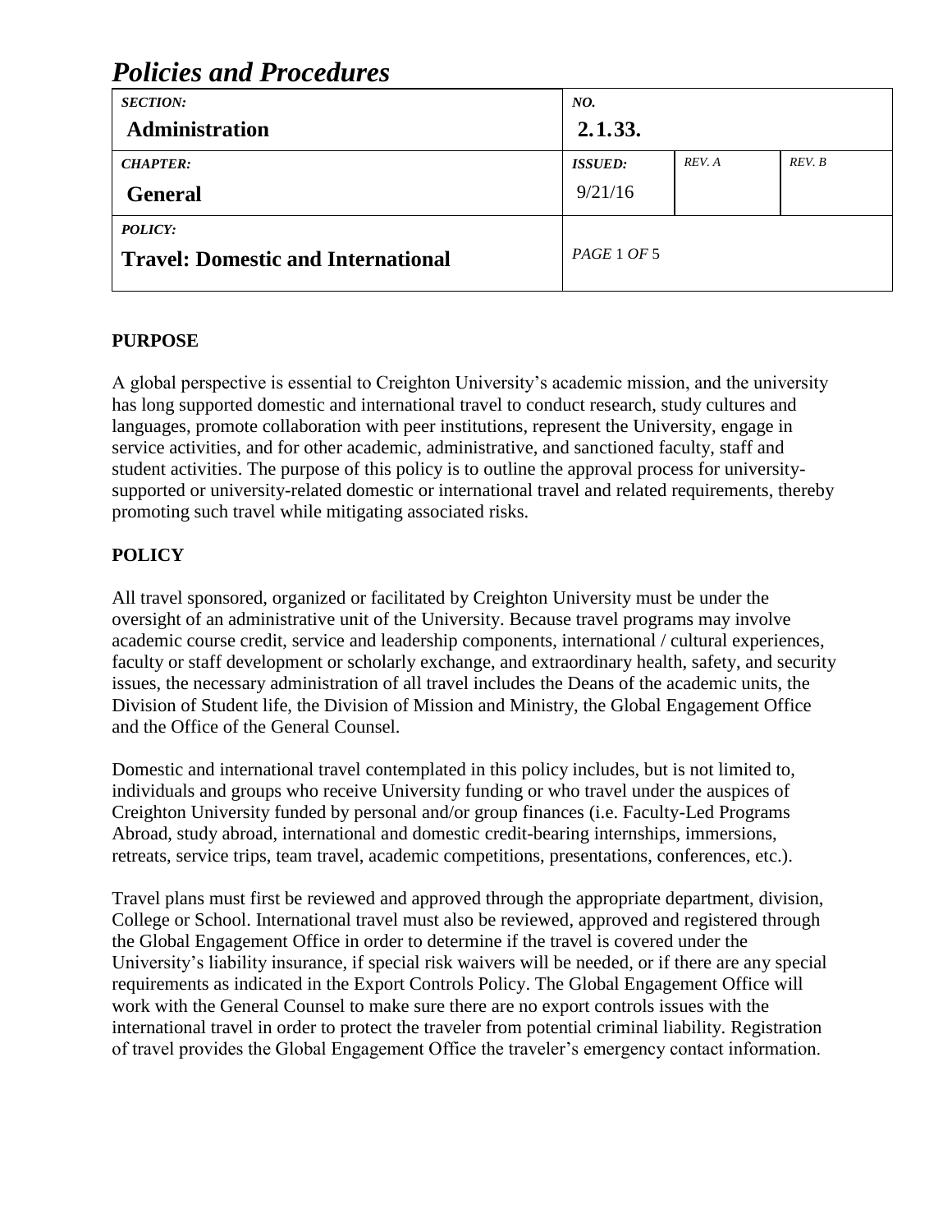# *Policies and Procedures*

| *SECTION:* **Administration** | *NO.* **2.1.33.** | | |
|---|---|---|---|
| *CHAPTER:* **General** | *ISSUED:* 9/21/16 | *REV. A* | *REV. B* |
| *POLICY:* **Travel: Domestic and International** | *PAGE* 1 *OF* 5 | | |

## PURPOSE

A global perspective is essential to Creighton University's academic mission, and the university has long supported domestic and international travel to conduct research, study cultures and languages, promote collaboration with peer institutions, represent the University, engage in service activities, and for other academic, administrative, and sanctioned faculty, staff and student activities. The purpose of this policy is to outline the approval process for university-supported or university-related domestic or international travel and related requirements, thereby promoting such travel while mitigating associated risks.

## POLICY

All travel sponsored, organized or facilitated by Creighton University must be under the oversight of an administrative unit of the University. Because travel programs may involve academic course credit, service and leadership components, international / cultural experiences, faculty or staff development or scholarly exchange, and extraordinary health, safety, and security issues, the necessary administration of all travel includes the Deans of the academic units, the Division of Student life, the Division of Mission and Ministry, the Global Engagement Office and the Office of the General Counsel.

Domestic and international travel contemplated in this policy includes, but is not limited to, individuals and groups who receive University funding or who travel under the auspices of Creighton University funded by personal and/or group finances (i.e. Faculty-Led Programs Abroad, study abroad, international and domestic credit-bearing internships, immersions, retreats, service trips, team travel, academic competitions, presentations, conferences, etc.).

Travel plans must first be reviewed and approved through the appropriate department, division, College or School. International travel must also be reviewed, approved and registered through the Global Engagement Office in order to determine if the travel is covered under the University's liability insurance, if special risk waivers will be needed, or if there are any special requirements as indicated in the Export Controls Policy. The Global Engagement Office will work with the General Counsel to make sure there are no export controls issues with the international travel in order to protect the traveler from potential criminal liability. Registration of travel provides the Global Engagement Office the traveler's emergency contact information.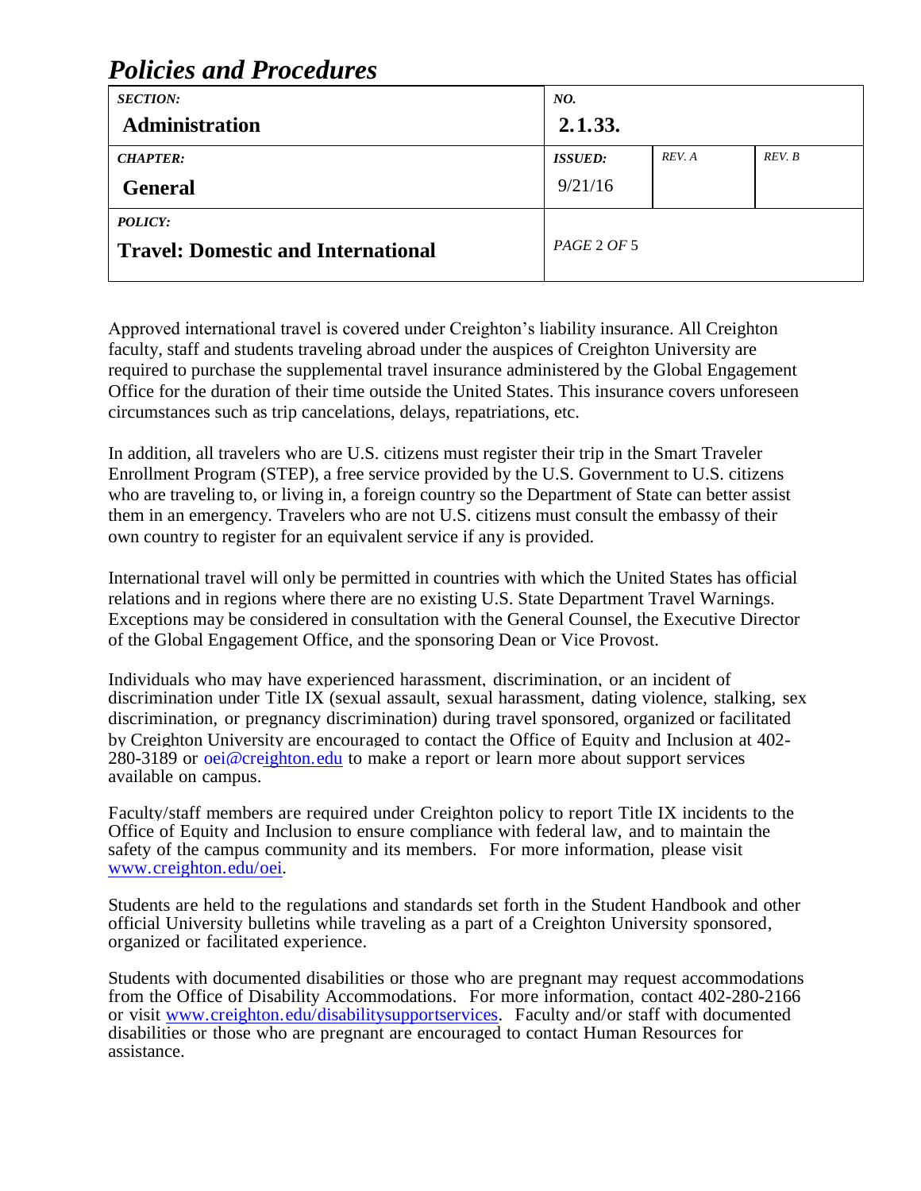Approved international travel is covered under Creighton's liability insurance. All Creighton faculty, staff and students traveling abroad under the auspices of Creighton University are required to purchase the supplemental travel insurance administered by the Global Engagement Office for the duration of their time outside the United States. This insurance covers unforeseen circumstances such as trip cancelations, delays, repatriations, etc.

In addition, all travelers who are U.S. citizens must register their trip in the Smart Traveler Enrollment Program (STEP), a free service provided by the U.S. Government to U.S. citizens who are traveling to, or living in, a foreign country so the Department of State can better assist them in an emergency. Travelers who are not U.S. citizens must consult the embassy of their own country to register for an equivalent service if any is provided.

International travel will only be permitted in countries with which the United States has official relations and in regions where there are no existing U.S. State Department Travel Warnings. Exceptions may be considered in consultation with the General Counsel, the Executive Director of the Global Engagement Office, and the sponsoring Dean or Vice Provost.

Individuals who may have experienced harassment, discrimination, or an incident of discrimination under Title IX (sexual assault, sexual harassment, dating violence, stalking, sex discrimination, or pregnancy discrimination) during travel sponsored, organized or facilitated by Creighton University are encouraged to contact the Office of Equity and Inclusion at 402-280-3189 or oei@creighton.edu to make a report or learn more about support services available on campus.

Faculty/staff members are required under Creighton policy to report Title IX incidents to the Office of Equity and Inclusion to ensure compliance with federal law, and to maintain the safety of the campus community and its members. For more information, please visit www.creighton.edu/oei.

Students are held to the regulations and standards set forth in the Student Handbook and other official University bulletins while traveling as a part of a Creighton University sponsored, organized or facilitated experience.

Students with documented disabilities or those who are pregnant may request accommodations from the Office of Disability Accommodations. For more information, contact 402-280-2166 or visit www.creighton.edu/disabilitysupportservices. Faculty and/or staff with documented disabilities or those who are pregnant are encouraged to contact Human Resources for assistance.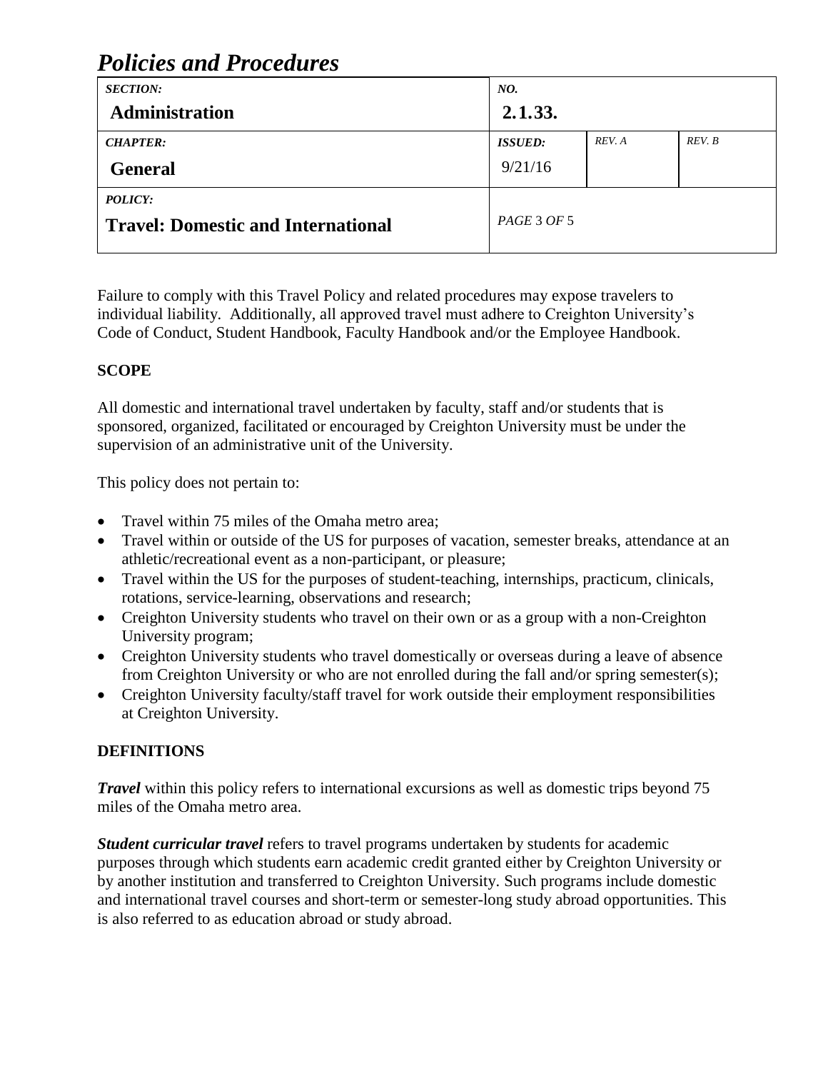Failure to comply with this Travel Policy and related procedures may expose travelers to individual liability. Additionally, all approved travel must adhere to Creighton University's Code of Conduct, Student Handbook, Faculty Handbook and/or the Employee Handbook.

## SCOPE

All domestic and international travel undertaken by faculty, staff and/or students that is sponsored, organized, facilitated or encouraged by Creighton University must be under the supervision of an administrative unit of the University.

This policy does not pertain to:

- Travel within 75 miles of the Omaha metro area;
- Travel within or outside of the US for purposes of vacation, semester breaks, attendance at an athletic/recreational event as a non-participant, or pleasure;
- Travel within the US for the purposes of student-teaching, internships, practicum, clinicals, rotations, service-learning, observations and research;
- Creighton University students who travel on their own or as a group with a non-Creighton University program;
- Creighton University students who travel domestically or overseas during a leave of absence from Creighton University or who are not enrolled during the fall and/or spring semester(s);
- Creighton University faculty/staff travel for work outside their employment responsibilities at Creighton University.

## DEFINITIONS

***Travel*** within this policy refers to international excursions as well as domestic trips beyond 75 miles of the Omaha metro area.

***Student curricular travel*** refers to travel programs undertaken by students for academic purposes through which students earn academic credit granted either by Creighton University or by another institution and transferred to Creighton University. Such programs include domestic and international travel courses and short-term or semester-long study abroad opportunities. This is also referred to as education abroad or study abroad.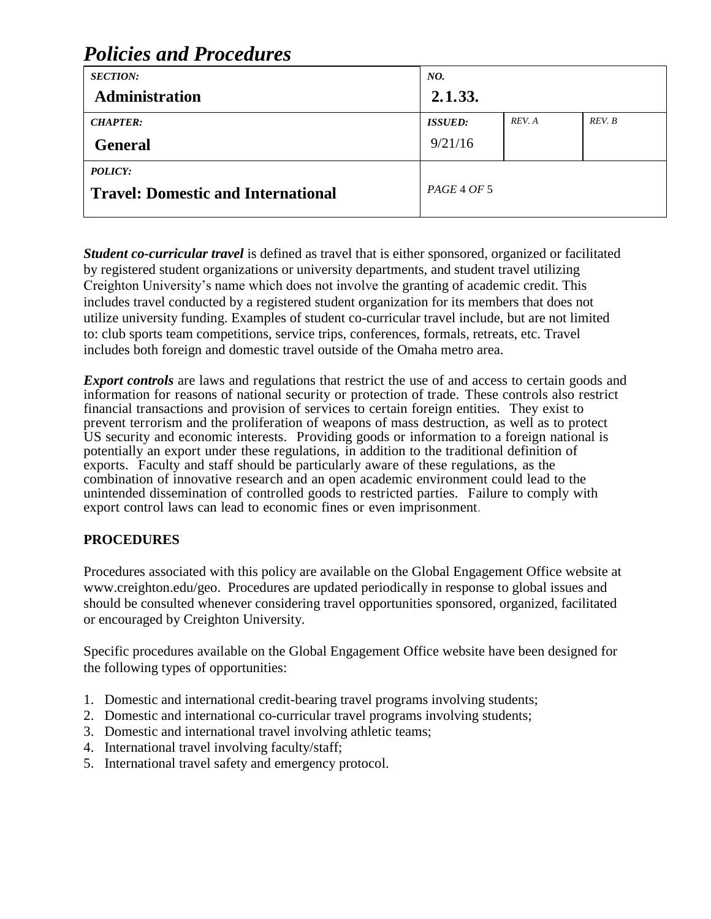***Student co-curricular travel*** is defined as travel that is either sponsored, organized or facilitated by registered student organizations or university departments, and student travel utilizing Creighton University's name which does not involve the granting of academic credit. This includes travel conducted by a registered student organization for its members that does not utilize university funding. Examples of student co-curricular travel include, but are not limited to: club sports team competitions, service trips, conferences, formals, retreats, etc. Travel includes both foreign and domestic travel outside of the Omaha metro area.

***Export controls*** are laws and regulations that restrict the use of and access to certain goods and information for reasons of national security or protection of trade. These controls also restrict financial transactions and provision of services to certain foreign entities. They exist to prevent terrorism and the proliferation of weapons of mass destruction, as well as to protect US security and economic interests. Providing goods or information to a foreign national is potentially an export under these regulations, in addition to the traditional definition of exports. Faculty and staff should be particularly aware of these regulations, as the combination of innovative research and an open academic environment could lead to the unintended dissemination of controlled goods to restricted parties. Failure to comply with export control laws can lead to economic fines or even imprisonment.

**PROCEDURES**

Procedures associated with this policy are available on the Global Engagement Office website at www.creighton.edu/geo. Procedures are updated periodically in response to global issues and should be consulted whenever considering travel opportunities sponsored, organized, facilitated or encouraged by Creighton University.

Specific procedures available on the Global Engagement Office website have been designed for the following types of opportunities:

1. Domestic and international credit-bearing travel programs involving students;
2. Domestic and international co-curricular travel programs involving students;
3. Domestic and international travel involving athletic teams;
4. International travel involving faculty/staff;
5. International travel safety and emergency protocol.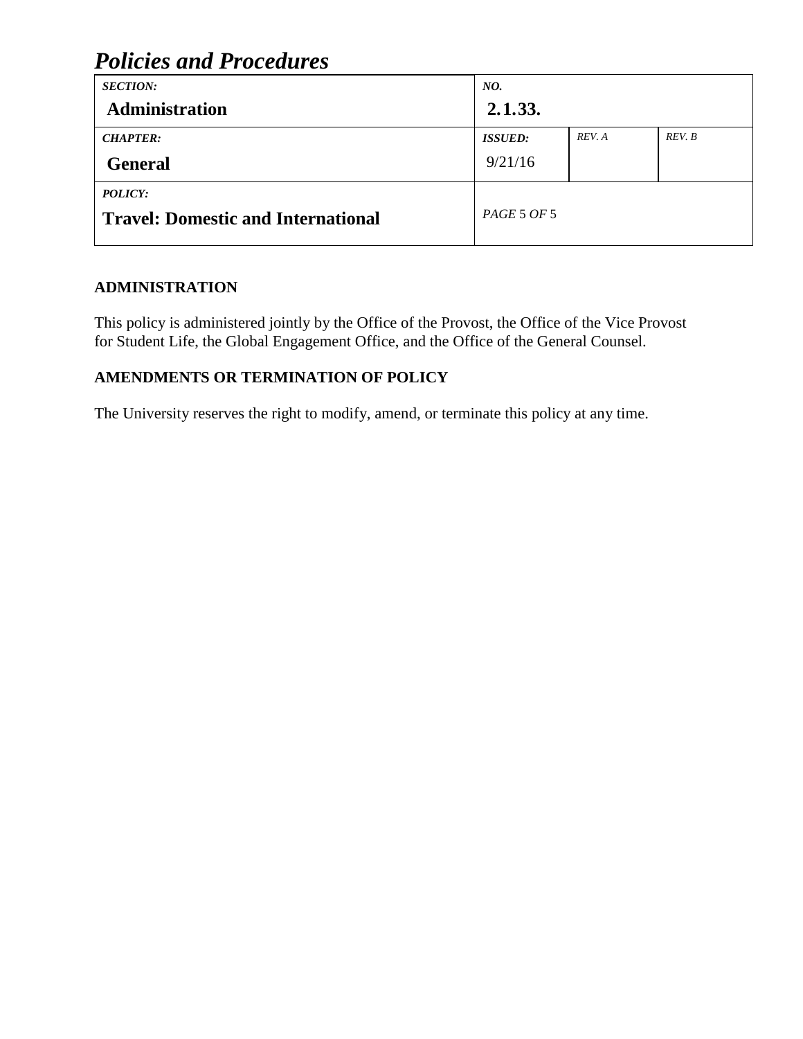## ADMINISTRATION

This policy is administered jointly by the Office of the Provost, the Office of the Vice Provost for Student Life, the Global Engagement Office, and the Office of the General Counsel.

## AMENDMENTS OR TERMINATION OF POLICY

The University reserves the right to modify, amend, or terminate this policy at any time.